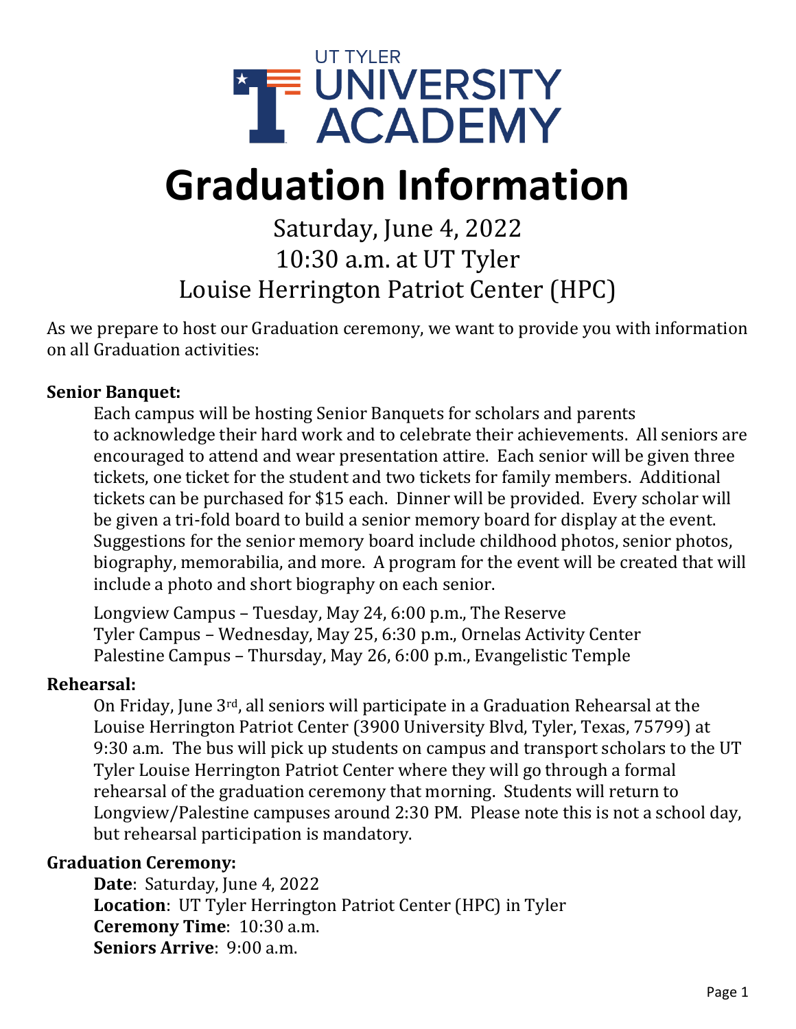UT TYLER UNIVERSITY ACADEMY

# Graduation Information

Saturday, June 4, 2022
10:30 a.m. at UT Tyler
Louise Herrington Patriot Center (HPC)

As we prepare to host our Graduation ceremony, we want to provide you with information on all Graduation activities:

**Senior Banquet:**

Each campus will be hosting Senior Banquets for scholars and parents to acknowledge their hard work and to celebrate their achievements. All seniors are encouraged to attend and wear presentation attire. Each senior will be given three tickets, one ticket for the student and two tickets for family members. Additional tickets can be purchased for $15 each. Dinner will be provided. Every scholar will be given a tri-fold board to build a senior memory board for display at the event. Suggestions for the senior memory board include childhood photos, senior photos, biography, memorabilia, and more. A program for the event will be created that will include a photo and short biography on each senior.

Longview Campus – Tuesday, May 24, 6:00 p.m., The Reserve
Tyler Campus – Wednesday, May 25, 6:30 p.m., Ornelas Activity Center
Palestine Campus – Thursday, May 26, 6:00 p.m., Evangelistic Temple

**Rehearsal:**

On Friday, June 3rd, all seniors will participate in a Graduation Rehearsal at the Louise Herrington Patriot Center (3900 University Blvd, Tyler, Texas, 75799) at 9:30 a.m. The bus will pick up students on campus and transport scholars to the UT Tyler Louise Herrington Patriot Center where they will go through a formal rehearsal of the graduation ceremony that morning. Students will return to Longview/Palestine campuses around 2:30 PM. Please note this is not a school day, but rehearsal participation is mandatory.

**Graduation Ceremony:**

**Date**: Saturday, June 4, 2022
**Location**: UT Tyler Herrington Patriot Center (HPC) in Tyler
**Ceremony Time**: 10:30 a.m.
**Seniors Arrive**: 9:00 a.m.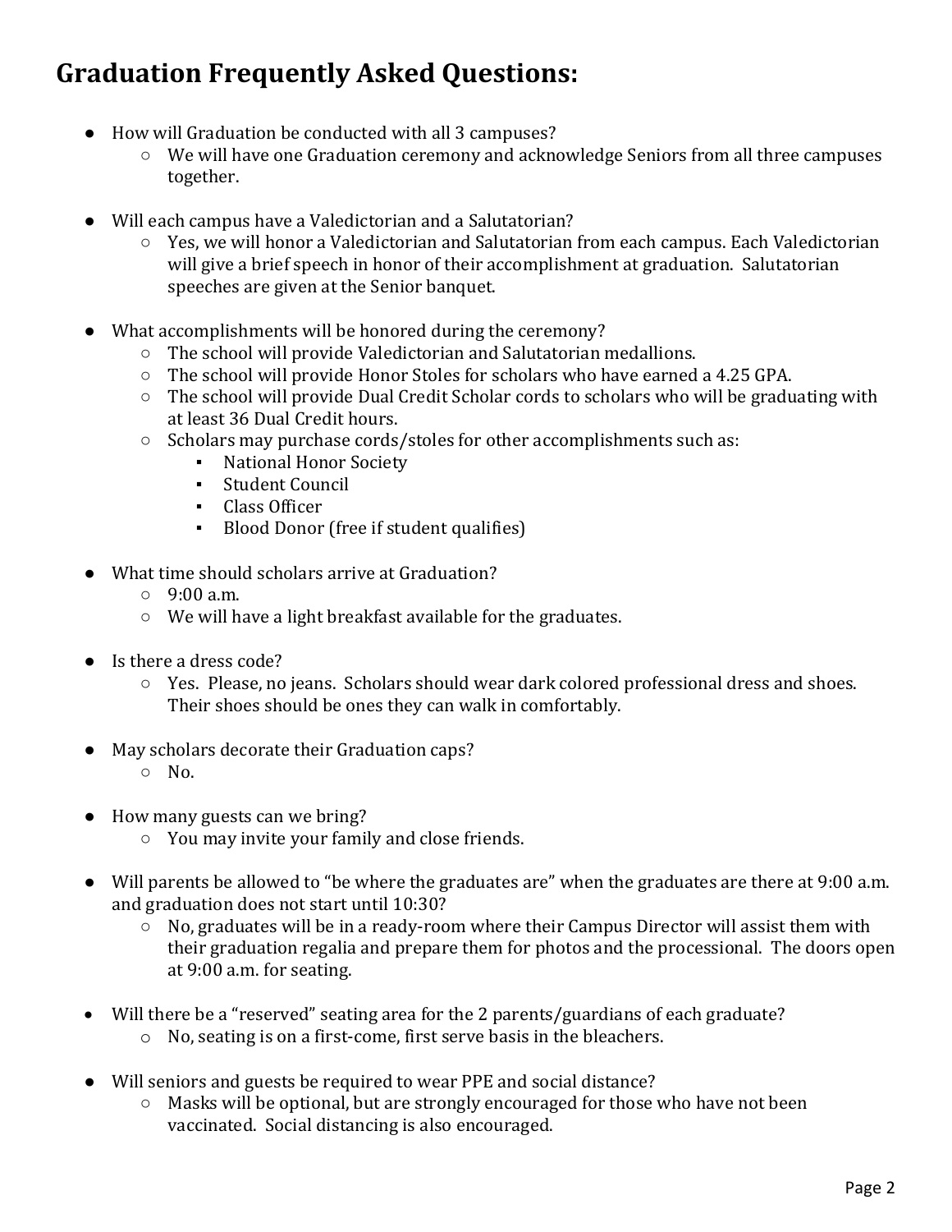# Graduation Frequently Asked Questions:

- How will Graduation be conducted with all 3 campuses?
  - We will have one Graduation ceremony and acknowledge Seniors from all three campuses together.

- Will each campus have a Valedictorian and a Salutatorian?
  - Yes, we will honor a Valedictorian and Salutatorian from each campus. Each Valedictorian will give a brief speech in honor of their accomplishment at graduation. Salutatorian speeches are given at the Senior banquet.

- What accomplishments will be honored during the ceremony?
  - The school will provide Valedictorian and Salutatorian medallions.
  - The school will provide Honor Stoles for scholars who have earned a 4.25 GPA.
  - The school will provide Dual Credit Scholar cords to scholars who will be graduating with at least 36 Dual Credit hours.
  - Scholars may purchase cords/stoles for other accomplishments such as:
    - National Honor Society
    - Student Council
    - Class Officer
    - Blood Donor (free if student qualifies)

- What time should scholars arrive at Graduation?
  - 9:00 a.m.
  - We will have a light breakfast available for the graduates.

- Is there a dress code?
  - Yes. Please, no jeans. Scholars should wear dark colored professional dress and shoes. Their shoes should be ones they can walk in comfortably.

- May scholars decorate their Graduation caps?
  - No.

- How many guests can we bring?
  - You may invite your family and close friends.

- Will parents be allowed to "be where the graduates are" when the graduates are there at 9:00 a.m. and graduation does not start until 10:30?
  - No, graduates will be in a ready-room where their Campus Director will assist them with their graduation regalia and prepare them for photos and the processional. The doors open at 9:00 a.m. for seating.

- Will there be a "reserved" seating area for the 2 parents/guardians of each graduate?
  - No, seating is on a first-come, first serve basis in the bleachers.

- Will seniors and guests be required to wear PPE and social distance?
  - Masks will be optional, but are strongly encouraged for those who have not been vaccinated. Social distancing is also encouraged.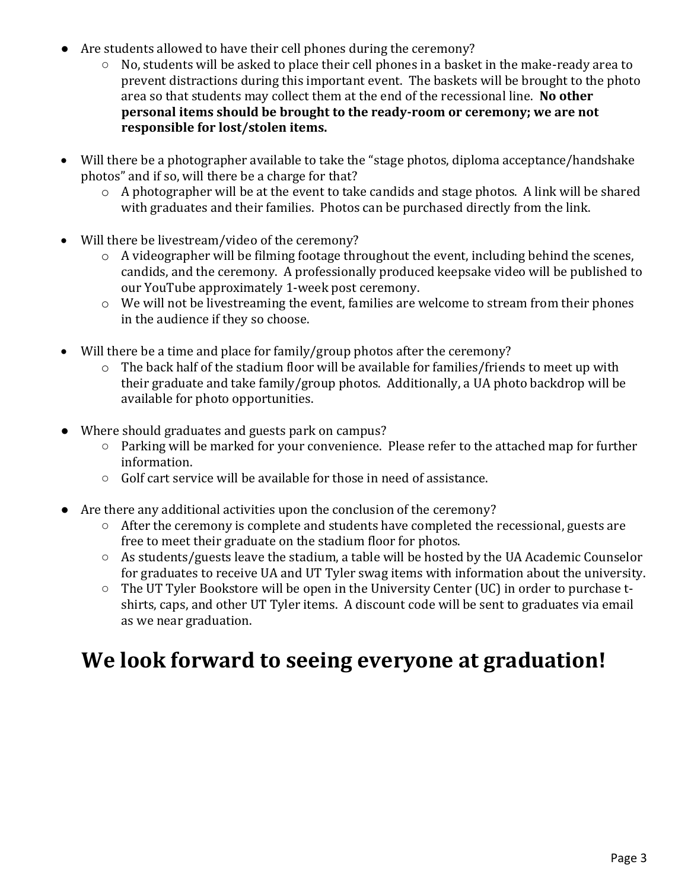- Are students allowed to have their cell phones during the ceremony?
  - No, students will be asked to place their cell phones in a basket in the make-ready area to prevent distractions during this important event. The baskets will be brought to the photo area so that students may collect them at the end of the recessional line. **No other personal items should be brought to the ready-room or ceremony; we are not responsible for lost/stolen items.**

- Will there be a photographer available to take the "stage photos, diploma acceptance/handshake photos" and if so, will there be a charge for that?
  - A photographer will be at the event to take candids and stage photos. A link will be shared with graduates and their families. Photos can be purchased directly from the link.

- Will there be livestream/video of the ceremony?
  - A videographer will be filming footage throughout the event, including behind the scenes, candids, and the ceremony. A professionally produced keepsake video will be published to our YouTube approximately 1-week post ceremony.
  - We will not be livestreaming the event, families are welcome to stream from their phones in the audience if they so choose.

- Will there be a time and place for family/group photos after the ceremony?
  - The back half of the stadium floor will be available for families/friends to meet up with their graduate and take family/group photos. Additionally, a UA photo backdrop will be available for photo opportunities.

- Where should graduates and guests park on campus?
  - Parking will be marked for your convenience. Please refer to the attached map for further information.
  - Golf cart service will be available for those in need of assistance.

- Are there any additional activities upon the conclusion of the ceremony?
  - After the ceremony is complete and students have completed the recessional, guests are free to meet their graduate on the stadium floor for photos.
  - As students/guests leave the stadium, a table will be hosted by the UA Academic Counselor for graduates to receive UA and UT Tyler swag items with information about the university.
  - The UT Tyler Bookstore will be open in the University Center (UC) in order to purchase t-shirts, caps, and other UT Tyler items. A discount code will be sent to graduates via email as we near graduation.

# We look forward to seeing everyone at graduation!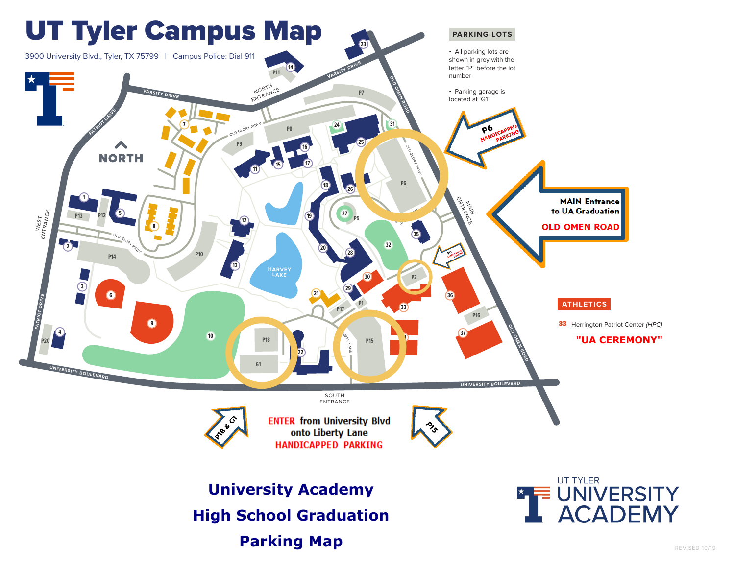# UT Tyler Campus Map

3900 University Blvd., Tyler, TX 75799 | Campus Police: Dial 911

**PARKING LOTS**

- All parking lots are shown in grey with the letter "P" before the lot number
- Parking garage is located at 'G1'

P6 HANDICAPPED PARKING

MAIN Entrance to UA Graduation

OLD OMEN ROAD

**ATHLETICS**

33 Herrington Patriot Center *(HPC)*

"UA CEREMONY"

ENTER from University Blvd onto Liberty Lane

HANDICAPPED PARKING

P18 & G1

P15

NORTH

VARSITY DRIVE

NORTH ENTRANCE

OLD OMEN ROAD

OLD GLORY PKWY

PATRIOT DRIVE

WEST ENTRANCE

MAIN ENTRANCE

UNIVERSITY BOULEVARD

SOUTH ENTRANCE

LIBERTY LANE

HARVEY LAKE

P1 P2 P5 P6 P7 P8 P9 P10 P11 P12 P13 P14 P15 P16 P17 P18 P20 G1

1 2 3 4 5 6 7 8 9 10 11 12 13 14 15 16 17 18 19 20 21 22 23 24 25 26 27 28 29 30 31 32 33 35 36 37

## University Academy High School Graduation Parking Map

UT TYLER UNIVERSITY ACADEMY

REVISED 10/19